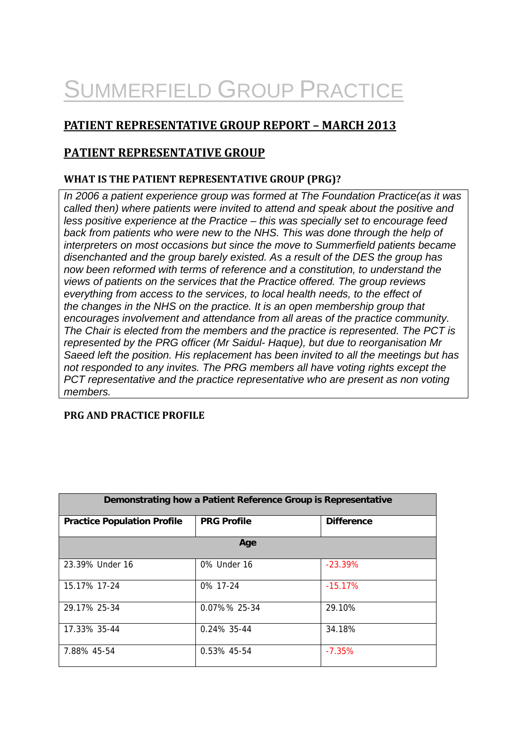# SUMMERFIELD GROUP PRACTICE

## PATIENT REPRESENTATIVE GROUP REPORT – MARCH 2013

## PATIENT REPRESENTATIVE GROUP

### WHAT IS THE PATIENT REPRESENTATIVE GROUP (PRG)?

*In 2006 a patient experience group was formed at The Foundation Practice(as it was called then) where patients were invited to attend and speak about the positive and less positive experience at the Practice – this was specially set to encourage feed back from patients who were new to the NHS. This was done through the help of interpreters on most occasions but since the move to Summerfield patients became disenchanted and the group barely existed. As a result of the DES the group has now been reformed with terms of reference and a constitution, to understand the views of patients on the services that the Practice offered. The group reviews everything from access to the services, to local health needs, to the effect of the changes in the NHS on the practice. It is an open membership group that encourages involvement and attendance from all areas of the practice community. The Chair is elected from the members and the practice is represented. The PCT is represented by the PRG officer (Mr Saidul- Haque), but due to reorganisation Mr Saeed left the position. His replacement has been invited to all the meetings but has not responded to any invites. The PRG members all have voting rights except the PCT representative and the practice representative who are present as non voting members.*

### PRG AND PRACTICE PROFILE

| Demonstrating how a Patient Reference Group is Representative | | |
|---|---|---|
| **Practice Population Profile** | **PRG Profile** | **Difference** |
| **Age** | | |
| 23.39% Under 16 | 0% Under 16 | -23.39% |
| 15.17% 17-24 | 0% 17-24 | -15.17% |
| 29.17% 25-34 | 0.07%% 25-34 | 29.10% |
| 17.33% 35-44 | 0.24% 35-44 | 34.18% |
| 7.88% 45-54 | 0.53% 45-54 | -7.35% |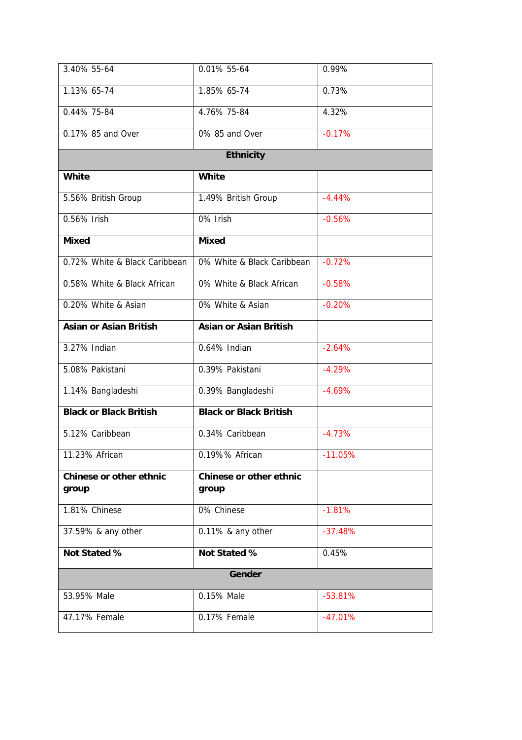| | | |
|---|---|---|
| 3.40% 55-64 | 0.01% 55-64 | 0.99% |
| 1.13% 65-74 | 1.85% 65-74 | 0.73% |
| 0.44% 75-84 | 4.76% 75-84 | 4.32% |
| 0.17% 85 and Over | 0% 85 and Over | -0.17% |
| **Ethnicity** | | |
| **White** | **White** | |
| 5.56% British Group | 1.49% British Group | -4.44% |
| 0.56% Irish | 0% Irish | -0.56% |
| **Mixed** | **Mixed** | |
| 0.72% White & Black Caribbean | 0% White & Black Caribbean | -0.72% |
| 0.58% White & Black African | 0% White & Black African | -0.58% |
| 0.20% White & Asian | 0% White & Asian | -0.20% |
| **Asian or Asian British** | **Asian or Asian British** | |
| 3.27% Indian | 0.64% Indian | -2.64% |
| 5.08% Pakistani | 0.39% Pakistani | -4.29% |
| 1.14% Bangladeshi | 0.39% Bangladeshi | -4.69% |
| **Black or Black British** | **Black or Black British** | |
| 5.12% Caribbean | 0.34% Caribbean | -4.73% |
| 11.23% African | 0.19%% African | -11.05% |
| **Chinese or other ethnic group** | **Chinese or other ethnic group** | |
| 1.81% Chinese | 0% Chinese | -1.81% |
| 37.59% & any other | 0.11% & any other | -37.48% |
| **Not Stated %** | **Not Stated %** | 0.45% |
| **Gender** | | |
| 53.95% Male | 0.15% Male | -53.81% |
| 47.17% Female | 0.17% Female | -47.01% |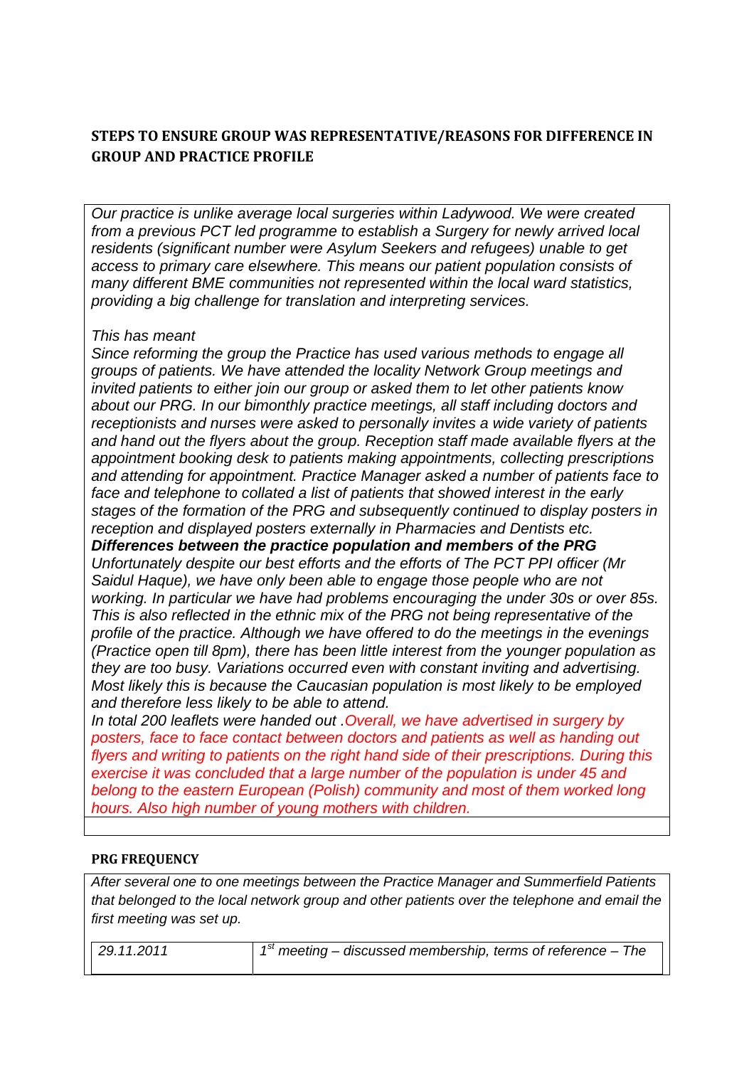## STEPS TO ENSURE GROUP WAS REPRESENTATIVE/REASONS FOR DIFFERENCE IN GROUP AND PRACTICE PROFILE

*Our practice is unlike average local surgeries within Ladywood. We were created from a previous PCT led programme to establish a Surgery for newly arrived local residents (significant number were Asylum Seekers and refugees) unable to get access to primary care elsewhere. This means our patient population consists of many different BME communities not represented within the local ward statistics, providing a big challenge for translation and interpreting services.*

*This has meant*

*Since reforming the group the Practice has used various methods to engage all groups of patients. We have attended the locality Network Group meetings and invited patients to either join our group or asked them to let other patients know about our PRG. In our bimonthly practice meetings, all staff including doctors and receptionists and nurses were asked to personally invites a wide variety of patients and hand out the flyers about the group. Reception staff made available flyers at the appointment booking desk to patients making appointments, collecting prescriptions and attending for appointment. Practice Manager asked a number of patients face to face and telephone to collated a list of patients that showed interest in the early stages of the formation of the PRG and subsequently continued to display posters in reception and displayed posters externally in Pharmacies and Dentists etc.*

***Differences between the practice population and members of the PRG***

*Unfortunately despite our best efforts and the efforts of The PCT PPI officer (Mr Saidul Haque), we have only been able to engage those people who are not working. In particular we have had problems encouraging the under 30s or over 85s. This is also reflected in the ethnic mix of the PRG not being representative of the profile of the practice. Although we have offered to do the meetings in the evenings (Practice open till 8pm), there has been little interest from the younger population as they are too busy. Variations occurred even with constant inviting and advertising. Most likely this is because the Caucasian population is most likely to be employed and therefore less likely to be able to attend.*

*In total 200 leaflets were handed out .Overall, we have advertised in surgery by posters, face to face contact between doctors and patients as well as handing out flyers and writing to patients on the right hand side of their prescriptions. During this exercise it was concluded that a large number of the population is under 45 and belong to the eastern European (Polish) community and most of them worked long hours. Also high number of young mothers with children.*

### PRG FREQUENCY

*After several one to one meetings between the Practice Manager and Summerfield Patients that belonged to the local network group and other patients over the telephone and email the first meeting was set up.*

| | |
|---|---|
| *29.11.2011* | *1st meeting – discussed membership, terms of reference – The* |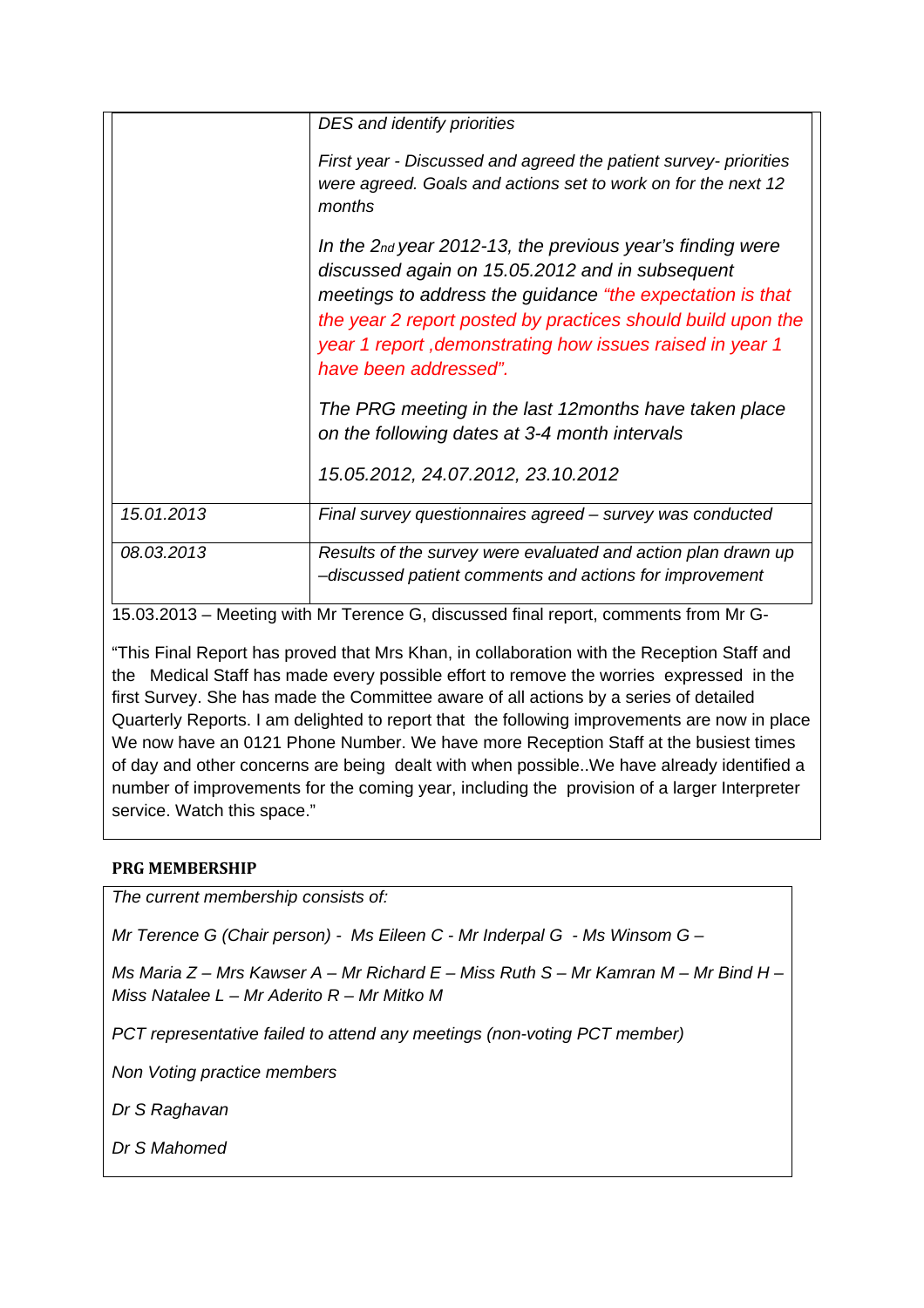| | |
|---|---|
| | *DES and identify priorities*<br><br>*First year - Discussed and agreed the patient survey- priorities were agreed. Goals and actions set to work on for the next 12 months*<br><br>*In the 2nd year 2012-13, the previous year's finding were discussed again on 15.05.2012 and in subsequent meetings to address the guidance "the expectation is that the year 2 report posted by practices should build upon the year 1 report ,demonstrating how issues raised in year 1 have been addressed".*<br><br>*The PRG meeting in the last 12months have taken place on the following dates at 3-4 month intervals*<br><br>*15.05.2012, 24.07.2012, 23.10.2012* |
| *15.01.2013* | *Final survey questionnaires agreed – survey was conducted* |
| *08.03.2013* | *Results of the survey were evaluated and action plan drawn up –discussed patient comments and actions for improvement* |

15.03.2013 – Meeting with Mr Terence G, discussed final report, comments from Mr G-

"This Final Report has proved that Mrs Khan, in collaboration with the Reception Staff and the Medical Staff has made every possible effort to remove the worries expressed in the first Survey. She has made the Committee aware of all actions by a series of detailed Quarterly Reports. I am delighted to report that the following improvements are now in place We now have an 0121 Phone Number. We have more Reception Staff at the busiest times of day and other concerns are being dealt with when possible..We have already identified a number of improvements for the coming year, including the provision of a larger Interpreter service. Watch this space."

**PRG MEMBERSHIP**

*The current membership consists of:*

*Mr Terence G (Chair person) - Ms Eileen C - Mr Inderpal G - Ms Winsom G –*

*Ms Maria Z – Mrs Kawser A – Mr Richard E – Miss Ruth S – Mr Kamran M – Mr Bind H – Miss Natalee L – Mr Aderito R – Mr Mitko M*

*PCT representative failed to attend any meetings (non-voting PCT member)*

*Non Voting practice members*

*Dr S Raghavan*

*Dr S Mahomed*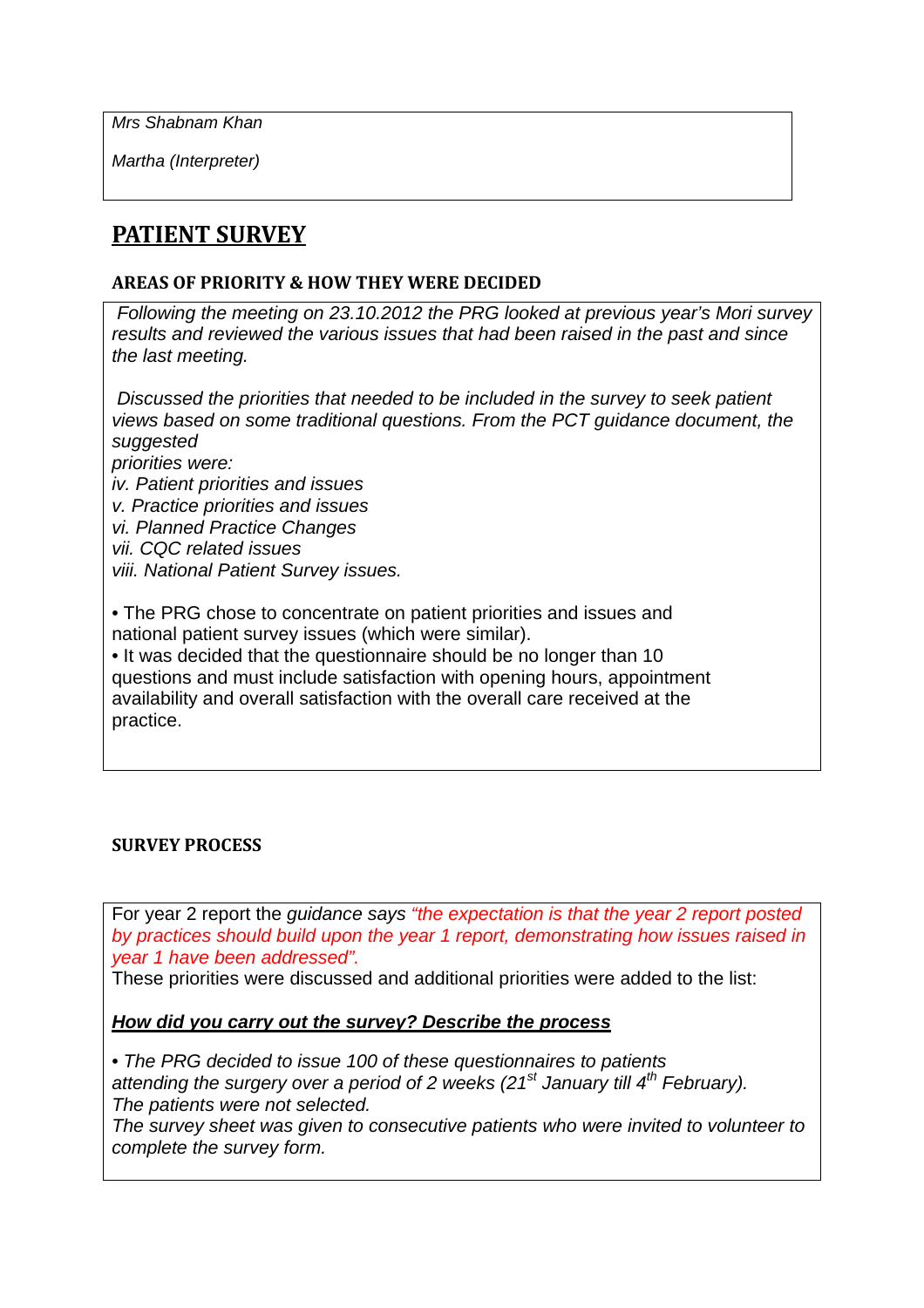*Mrs Shabnam Khan*

*Martha (Interpreter)*

# PATIENT SURVEY

### AREAS OF PRIORITY & HOW THEY WERE DECIDED

*Following the meeting on 23.10.2012 the PRG looked at previous year's Mori survey results and reviewed the various issues that had been raised in the past and since the last meeting.*

*Discussed the priorities that needed to be included in the survey to seek patient views based on some traditional questions. From the PCT guidance document, the suggested priorities were:*

*iv. Patient priorities and issues*
*v. Practice priorities and issues*
*vi. Planned Practice Changes*
*vii. CQC related issues*
*viii. National Patient Survey issues.*

- The PRG chose to concentrate on patient priorities and issues and national patient survey issues (which were similar).
- It was decided that the questionnaire should be no longer than 10 questions and must include satisfaction with opening hours, appointment availability and overall satisfaction with the overall care received at the practice.

### SURVEY PROCESS

For year 2 report the *guidance says "the expectation is that the year 2 report posted by practices should build upon the year 1 report, demonstrating how issues raised in year 1 have been addressed".*
These priorities were discussed and additional priorities were added to the list:

***How did you carry out the survey? Describe the process***

- *The PRG decided to issue 100 of these questionnaires to patients attending the surgery over a period of 2 weeks (21st January till 4th February).*

*The patients were not selected.*
*The survey sheet was given to consecutive patients who were invited to volunteer to complete the survey form.*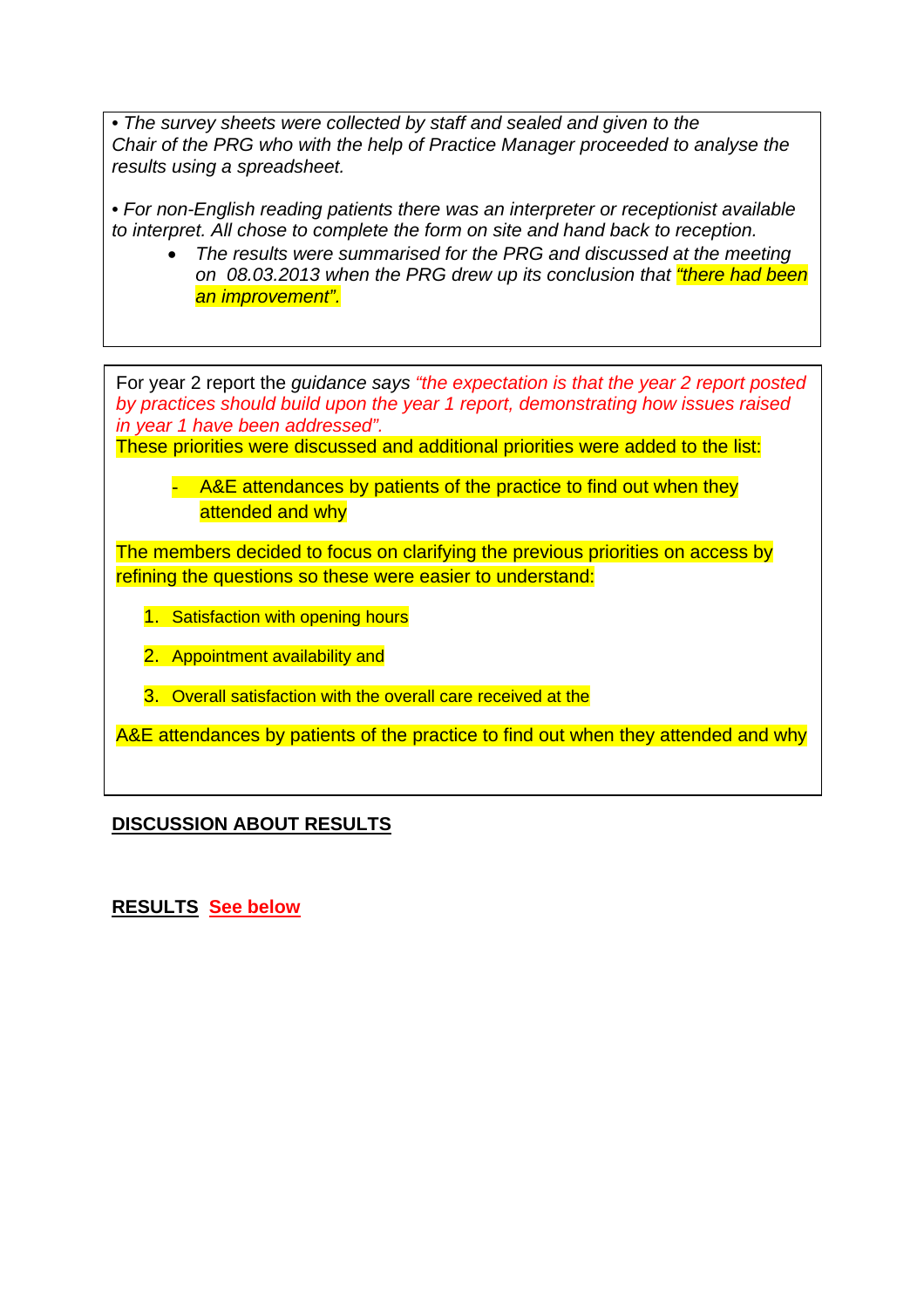*• The survey sheets were collected by staff and sealed and given to the Chair of the PRG who with the help of Practice Manager proceeded to analyse the results using a spreadsheet.*

*• For non-English reading patients there was an interpreter or receptionist available to interpret. All chose to complete the form on site and hand back to reception.*

- *The results were summarised for the PRG and discussed at the meeting on 08.03.2013 when the PRG drew up its conclusion that "there had been an improvement".*

For year 2 report the *guidance* says *"the expectation is that the year 2 report posted by practices should build upon the year 1 report, demonstrating how issues raised in year 1 have been addressed".*

These priorities were discussed and additional priorities were added to the list:

- A&E attendances by patients of the practice to find out when they attended and why

The members decided to focus on clarifying the previous priorities on access by refining the questions so these were easier to understand:

1. Satisfaction with opening hours
2. Appointment availability and
3. Overall satisfaction with the overall care received at the

A&E attendances by patients of the practice to find out when they attended and why

**DISCUSSION ABOUT RESULTS**

**RESULTS See below**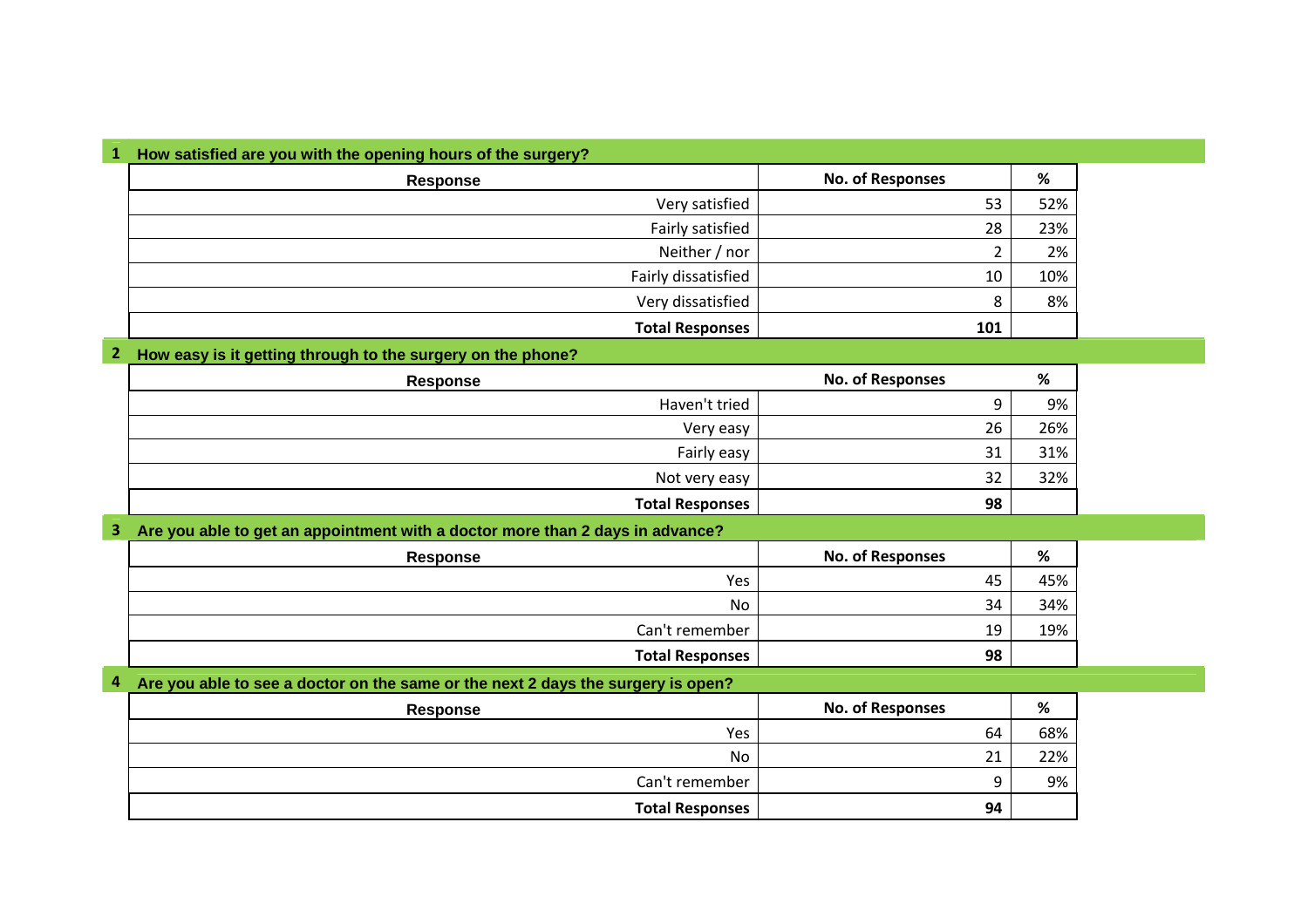## 1 How satisfied are you with the opening hours of the surgery?

| Response | No. of Responses | % |
|---|---|---|
| Very satisfied | 53 | 52% |
| Fairly satisfied | 28 | 23% |
| Neither / nor | 2 | 2% |
| Fairly dissatisfied | 10 | 10% |
| Very dissatisfied | 8 | 8% |
| **Total Responses** | **101** | |

## 2 How easy is it getting through to the surgery on the phone?

| Response | No. of Responses | % |
|---|---|---|
| Haven't tried | 9 | 9% |
| Very easy | 26 | 26% |
| Fairly easy | 31 | 31% |
| Not very easy | 32 | 32% |
| **Total Responses** | **98** | |

## 3 Are you able to get an appointment with a doctor more than 2 days in advance?

| Response | No. of Responses | % |
|---|---|---|
| Yes | 45 | 45% |
| No | 34 | 34% |
| Can't remember | 19 | 19% |
| **Total Responses** | **98** | |

## 4 Are you able to see a doctor on the same or the next 2 days the surgery is open?

| Response | No. of Responses | % |
|---|---|---|
| Yes | 64 | 68% |
| No | 21 | 22% |
| Can't remember | 9 | 9% |
| **Total Responses** | **94** | |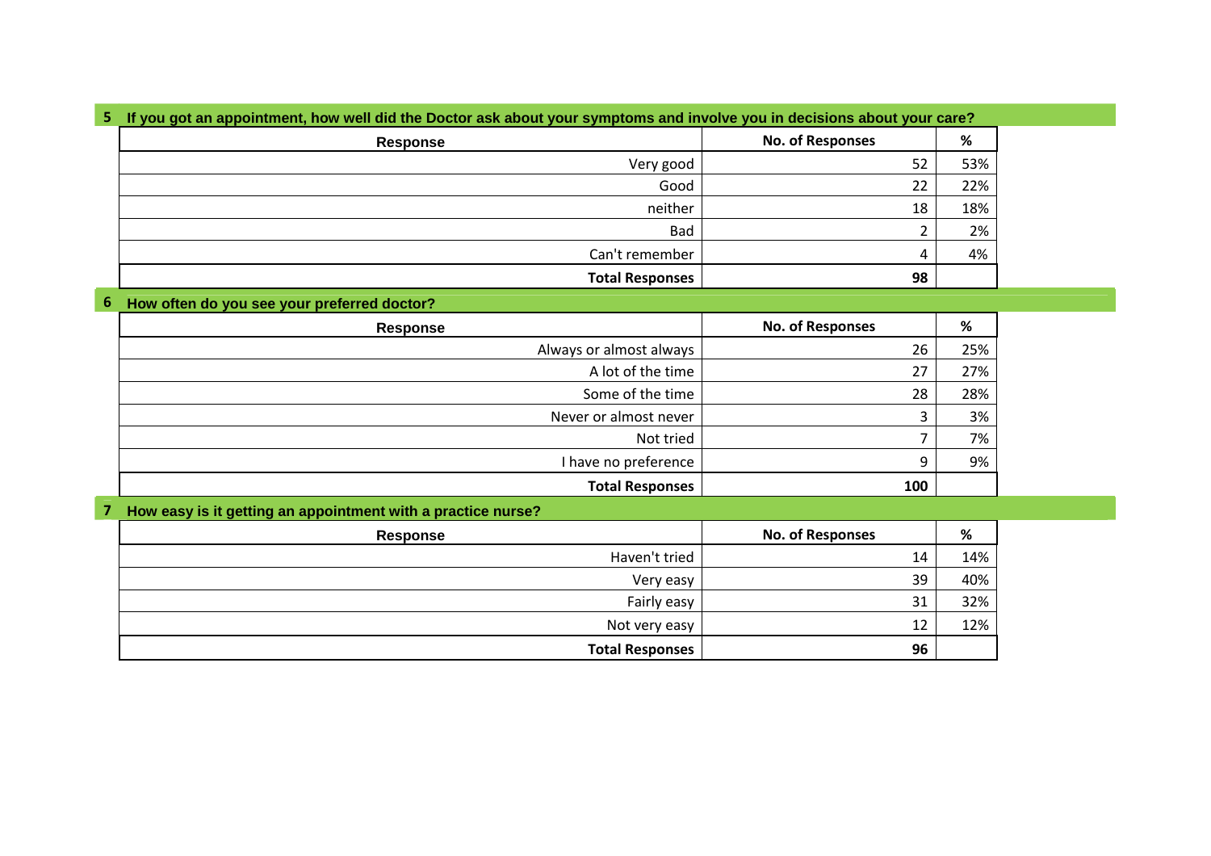## 5 If you got an appointment, how well did the Doctor ask about your symptoms and involve you in decisions about your care?

| Response | No. of Responses | % |
|---|---|---|
| Very good | 52 | 53% |
| Good | 22 | 22% |
| neither | 18 | 18% |
| Bad | 2 | 2% |
| Can't remember | 4 | 4% |
| **Total Responses** | **98** | |

## 6 How often do you see your preferred doctor?

| Response | No. of Responses | % |
|---|---|---|
| Always or almost always | 26 | 25% |
| A lot of the time | 27 | 27% |
| Some of the time | 28 | 28% |
| Never or almost never | 3 | 3% |
| Not tried | 7 | 7% |
| I have no preference | 9 | 9% |
| **Total Responses** | **100** | |

## 7 How easy is it getting an appointment with a practice nurse?

| Response | No. of Responses | % |
|---|---|---|
| Haven't tried | 14 | 14% |
| Very easy | 39 | 40% |
| Fairly easy | 31 | 32% |
| Not very easy | 12 | 12% |
| **Total Responses** | **96** | |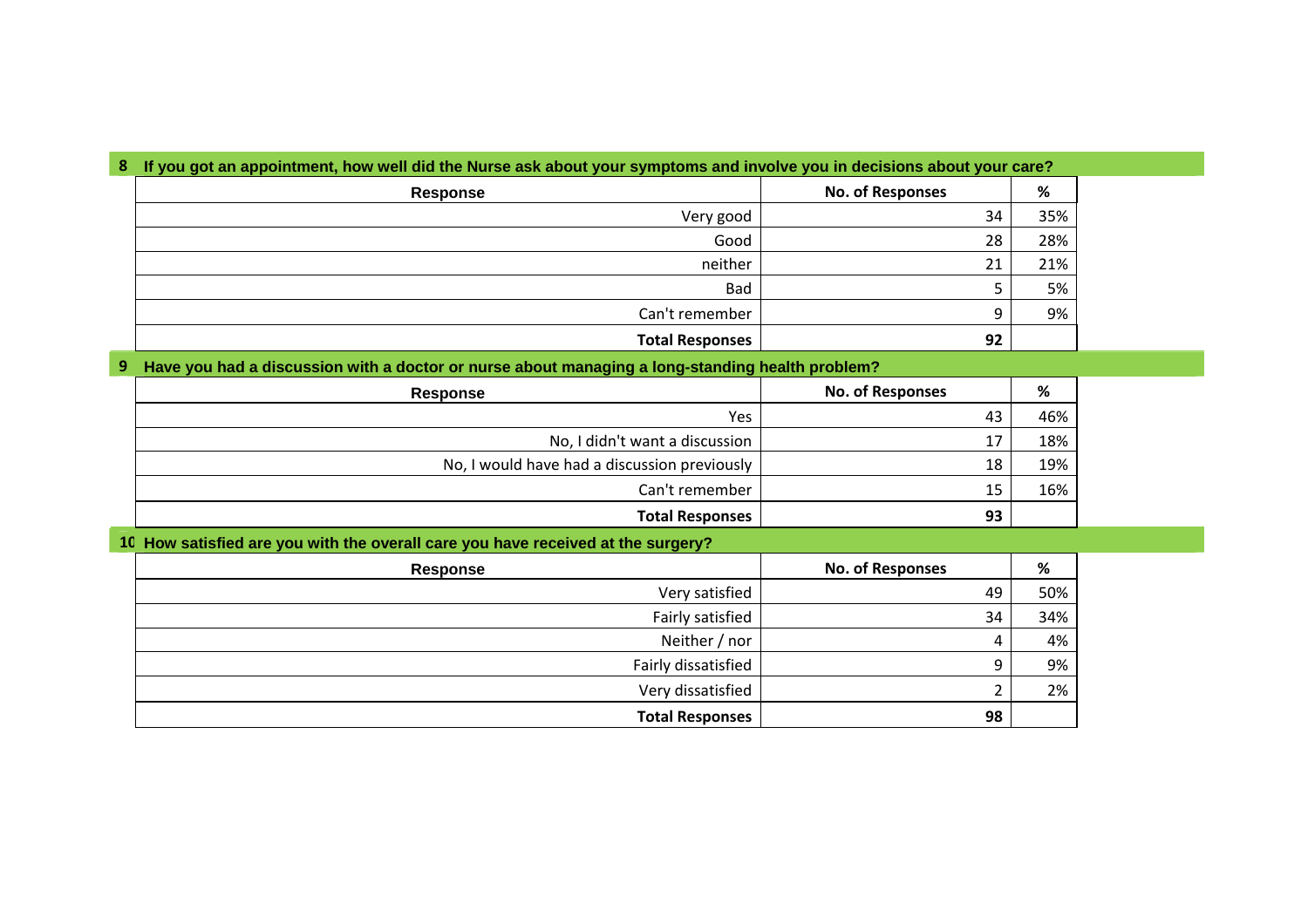## 8 If you got an appointment, how well did the Nurse ask about your symptoms and involve you in decisions about your care?

| Response | No. of Responses | % |
|---|---|---|
| Very good | 34 | 35% |
| Good | 28 | 28% |
| neither | 21 | 21% |
| Bad | 5 | 5% |
| Can't remember | 9 | 9% |
| **Total Responses** | **92** | |

## 9 Have you had a discussion with a doctor or nurse about managing a long-standing health problem?

| Response | No. of Responses | % |
|---|---|---|
| Yes | 43 | 46% |
| No, I didn't want a discussion | 17 | 18% |
| No, I would have had a discussion previously | 18 | 19% |
| Can't remember | 15 | 16% |
| **Total Responses** | **93** | |

## 10 How satisfied are you with the overall care you have received at the surgery?

| Response | No. of Responses | % |
|---|---|---|
| Very satisfied | 49 | 50% |
| Fairly satisfied | 34 | 34% |
| Neither / nor | 4 | 4% |
| Fairly dissatisfied | 9 | 9% |
| Very dissatisfied | 2 | 2% |
| **Total Responses** | **98** | |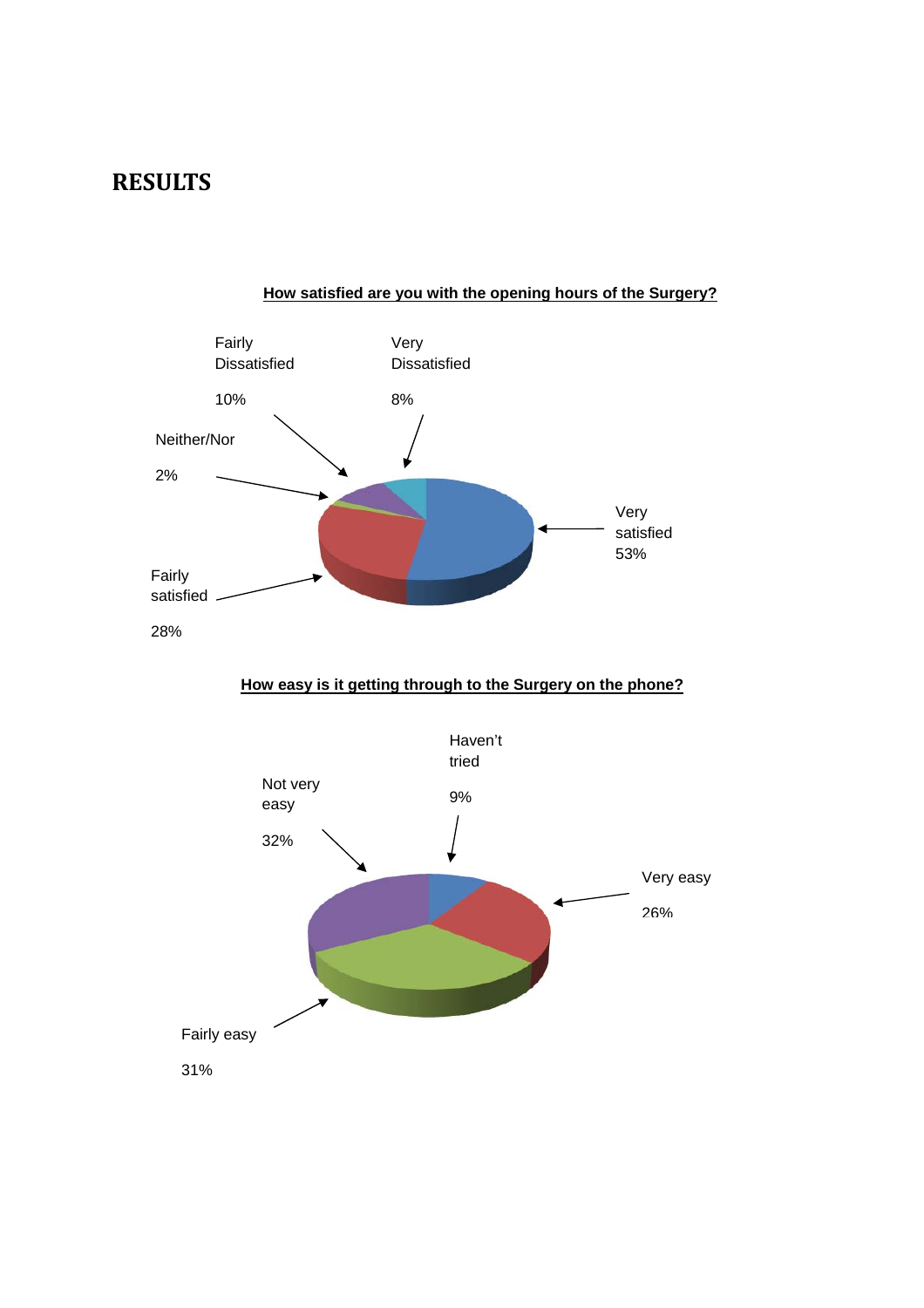# RESULTS

**How satisfied are you with the opening hours of the Surgery?**

Fairly Dissatisfied 10%

Very Dissatisfied 8%

Neither/Nor 2%

Very satisfied 53%

Fairly satisfied 28%

**How easy is it getting through to the Surgery on the phone?**

Haven't tried 9%

Not very easy 32%

Very easy 26%

Fairly easy 31%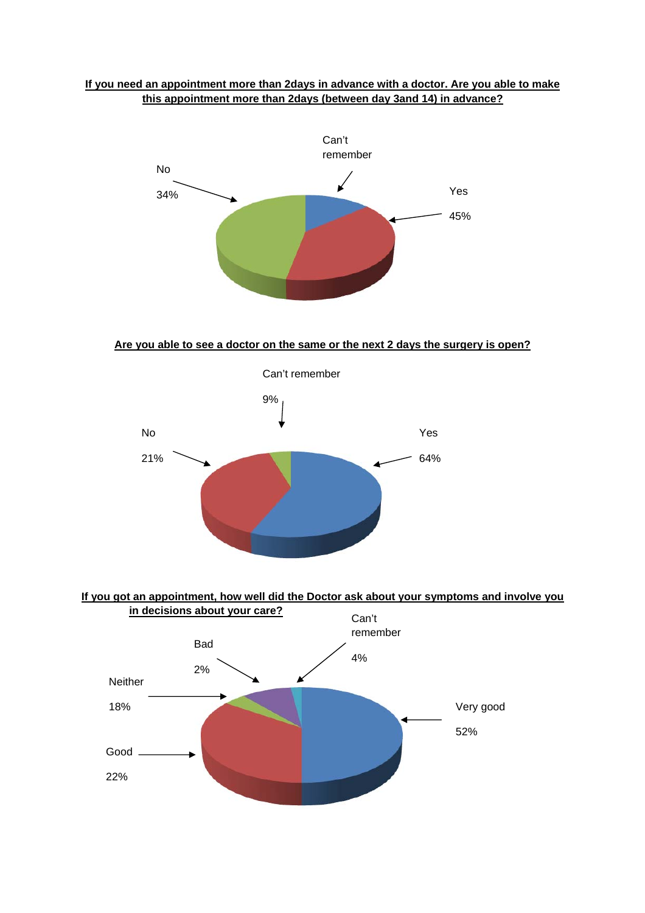**If you need an appointment more than 2days in advance with a doctor. Are you able to make this appointment more than 2days (between day 3and 14) in advance?**

Can't remember

No 34%

Yes 45%

**Are you able to see a doctor on the same or the next 2 days the surgery is open?**

Can't remember 9%

No 21%

Yes 64%

**If you got an appointment, how well did the Doctor ask about your symptoms and involve you in decisions about your care?**

Can't remember 4%

Bad 2%

Neither 18%

Good 22%

Very good 52%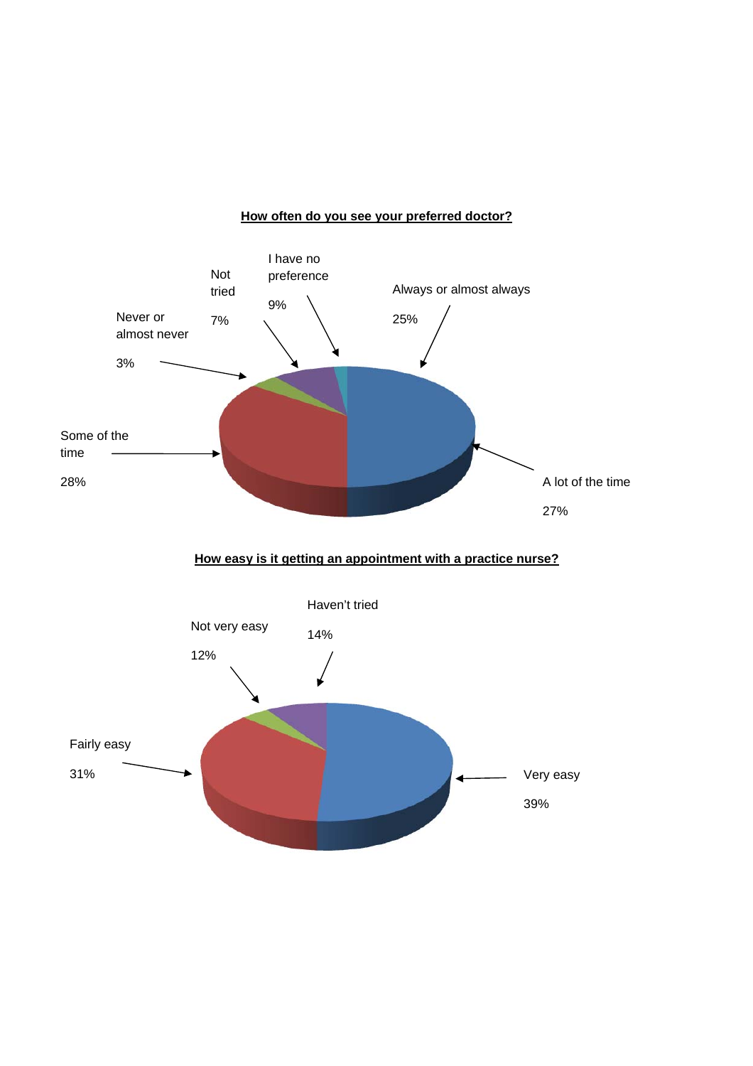**How often do you see your preferred doctor?**

Always or almost always 25%

A lot of the time 27%

Some of the time 28%

Never or almost never 3%

Not tried 7%

I have no preference 9%

**How easy is it getting an appointment with a practice nurse?**

Very easy 39%

Fairly easy 31%

Not very easy 12%

Haven't tried 14%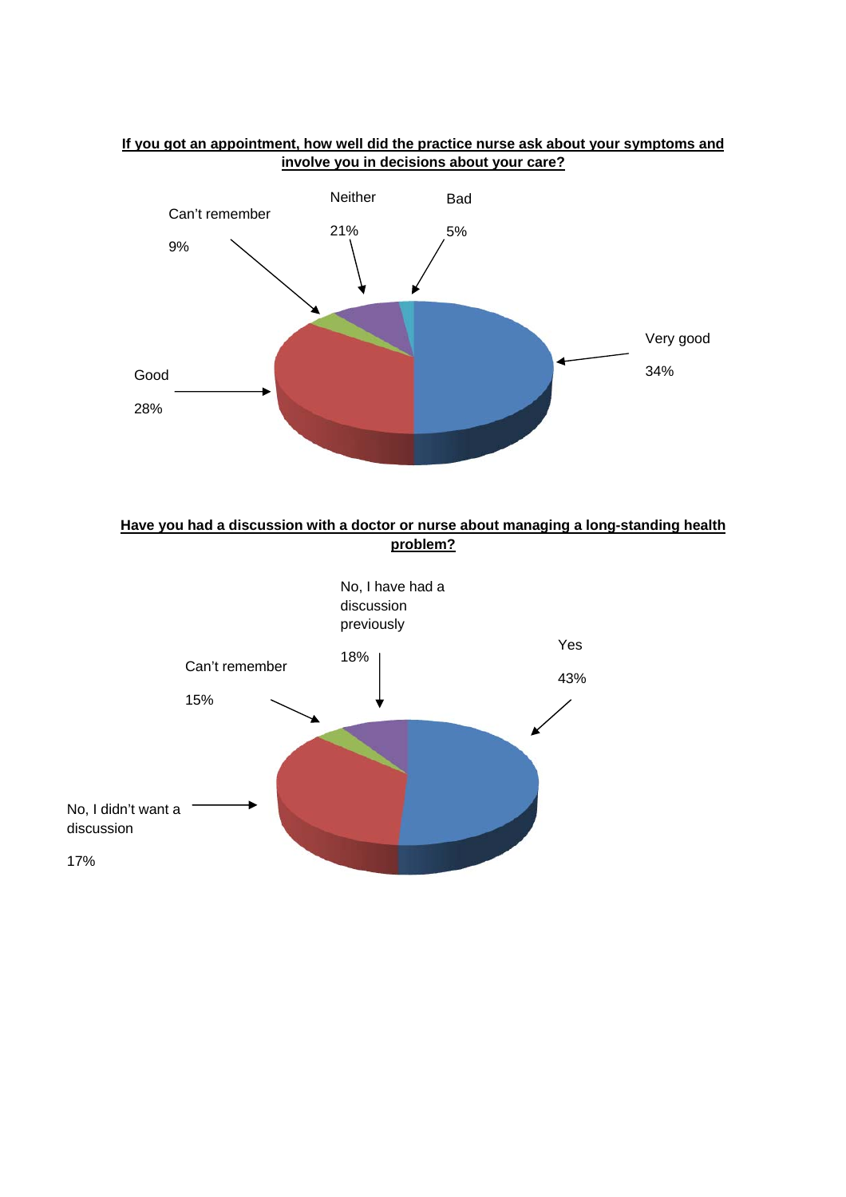**If you got an appointment, how well did the practice nurse ask about your symptoms and involve you in decisions about your care?**

Can't remember

9%

Neither

21%

Bad

5%

Very good

34%

Good

28%

**Have you had a discussion with a doctor or nurse about managing a long-standing health problem?**

No, I have had a discussion previously

18%

Yes

43%

Can't remember

15%

No, I didn't want a discussion

17%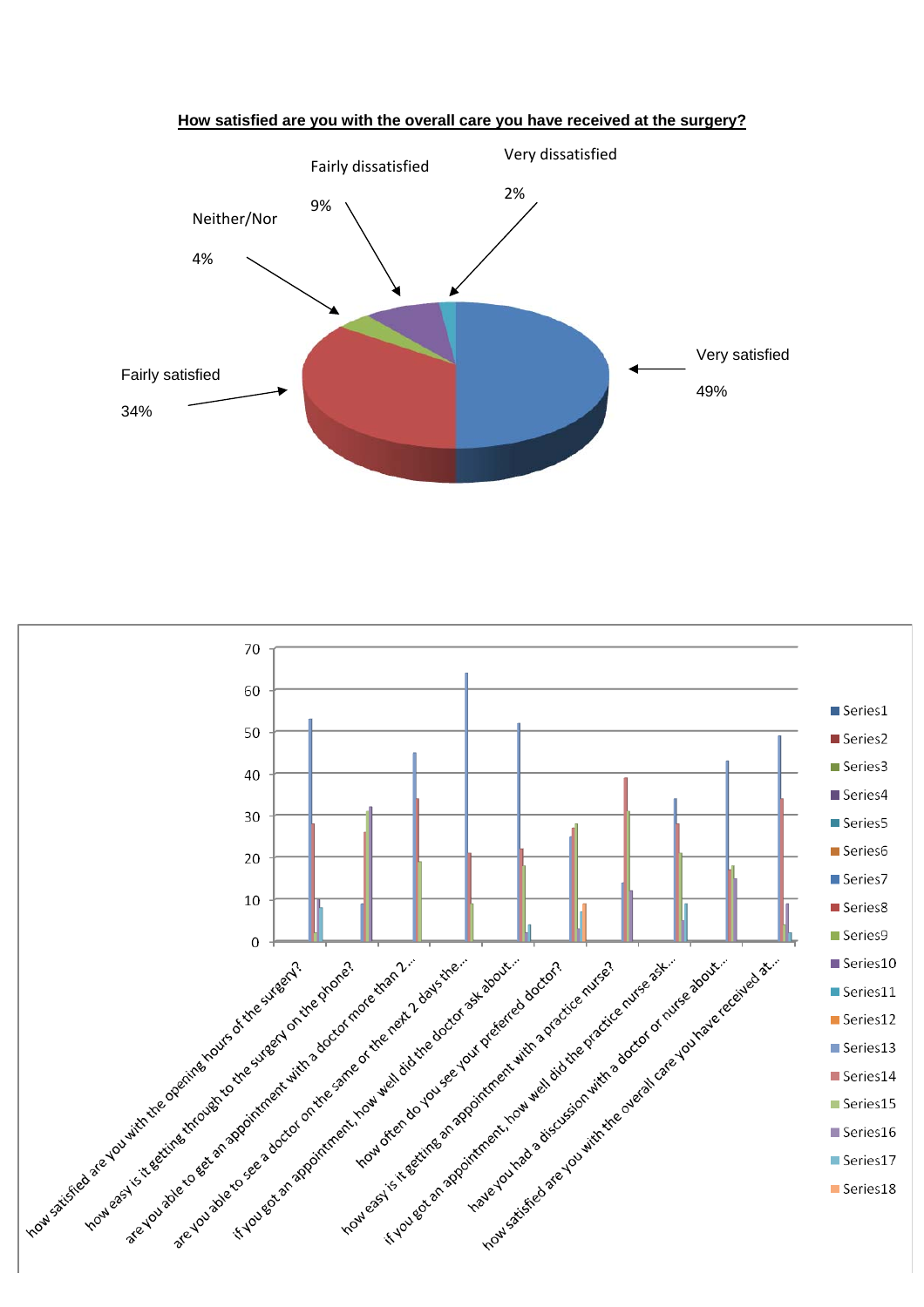**How satisfied are you with the overall care you have received at the surgery?**

Fairly dissatisfied 9%

Very dissatisfied 2%

Neither/Nor 4%

Fairly satisfied 34%

Very satisfied 49%

70
60
50
40
30
20
10
0

how satisfied are you with the opening hours of the surgery?
how easy is it getting through to the surgery on the phone?
are you able to get an appointment with a doctor more than 2...
are you able to see a doctor on the same or the next 2 days the...
if you got an appointment, how well did the doctor ask about...
how often do you see your preferred doctor?
how easy is it getting an appointment with a practice nurse?
if you got an appointment, how well did the practice nurse ask...
have you had a discussion with a doctor or nurse about...
how satisfied are you with the overall care you have received at...

Series1
Series2
Series3
Series4
Series5
Series6
Series7
Series8
Series9
Series10
Series11
Series12
Series13
Series14
Series15
Series16
Series17
Series18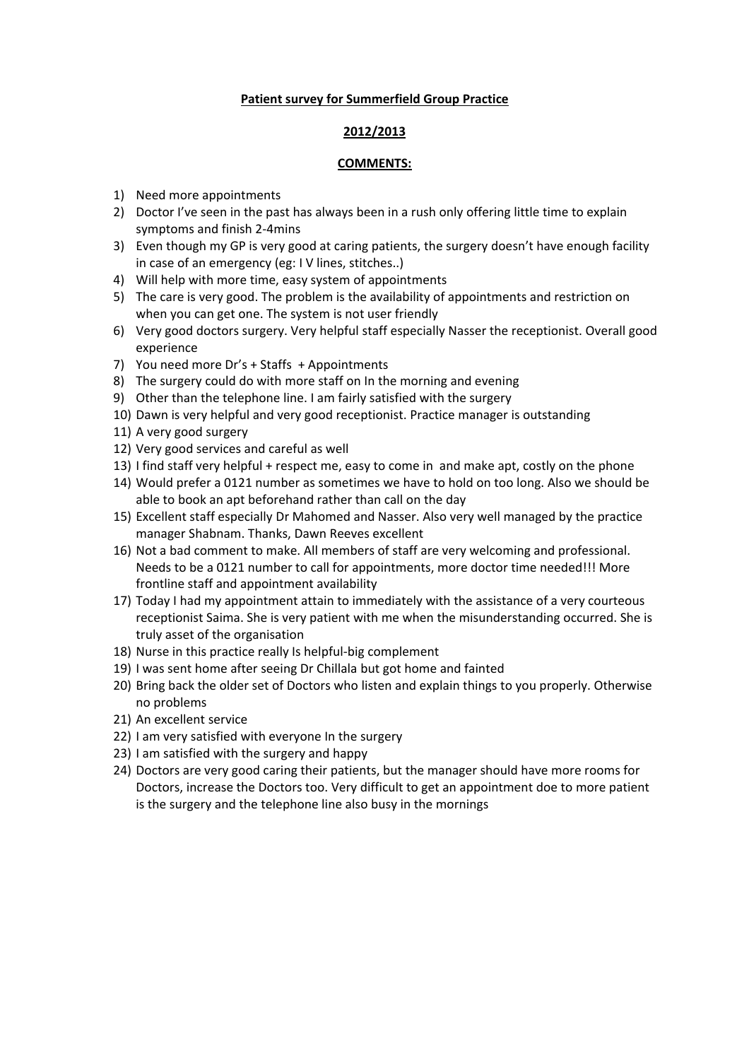**Patient survey for Summerfield Group Practice**

**2012/2013**

**COMMENTS:**

1) Need more appointments
2) Doctor I've seen in the past has always been in a rush only offering little time to explain symptoms and finish 2-4mins
3) Even though my GP is very good at caring patients, the surgery doesn't have enough facility in case of an emergency (eg: I V lines, stitches..)
4) Will help with more time, easy system of appointments
5) The care is very good. The problem is the availability of appointments and restriction on when you can get one. The system is not user friendly
6) Very good doctors surgery. Very helpful staff especially Nasser the receptionist. Overall good experience
7) You need more Dr's + Staffs + Appointments
8) The surgery could do with more staff on In the morning and evening
9) Other than the telephone line. I am fairly satisfied with the surgery
10) Dawn is very helpful and very good receptionist. Practice manager is outstanding
11) A very good surgery
12) Very good services and careful as well
13) I find staff very helpful + respect me, easy to come in and make apt, costly on the phone
14) Would prefer a 0121 number as sometimes we have to hold on too long. Also we should be able to book an apt beforehand rather than call on the day
15) Excellent staff especially Dr Mahomed and Nasser. Also very well managed by the practice manager Shabnam. Thanks, Dawn Reeves excellent
16) Not a bad comment to make. All members of staff are very welcoming and professional. Needs to be a 0121 number to call for appointments, more doctor time needed!!! More frontline staff and appointment availability
17) Today I had my appointment attain to immediately with the assistance of a very courteous receptionist Saima. She is very patient with me when the misunderstanding occurred. She is truly asset of the organisation
18) Nurse in this practice really Is helpful-big complement
19) I was sent home after seeing Dr Chillala but got home and fainted
20) Bring back the older set of Doctors who listen and explain things to you properly. Otherwise no problems
21) An excellent service
22) I am very satisfied with everyone In the surgery
23) I am satisfied with the surgery and happy
24) Doctors are very good caring their patients, but the manager should have more rooms for Doctors, increase the Doctors too. Very difficult to get an appointment doe to more patient is the surgery and the telephone line also busy in the mornings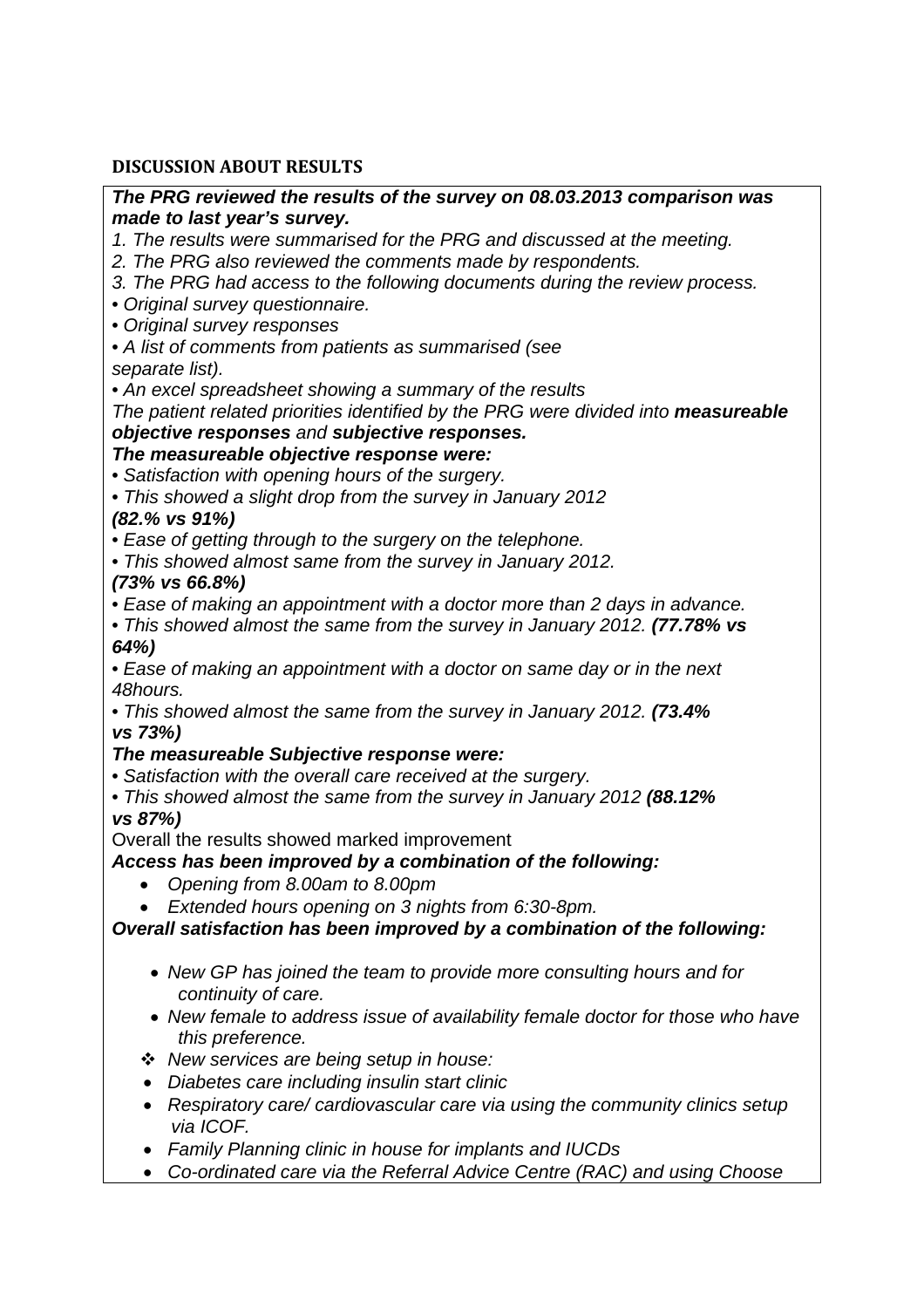## DISCUSSION ABOUT RESULTS

***The PRG reviewed the results of the survey on 08.03.2013 comparison was made to last year's survey.***

*1. The results were summarised for the PRG and discussed at the meeting.*

*2. The PRG also reviewed the comments made by respondents.*

*3. The PRG had access to the following documents during the review process.*

*• Original survey questionnaire.*

*• Original survey responses*

*• A list of comments from patients as summarised (see separate list).*

*• An excel spreadsheet showing a summary of the results*

*The patient related priorities identified by the PRG were divided into* ***measureable objective responses*** *and* ***subjective responses.***

***The measureable objective response were:***

*• Satisfaction with opening hours of the surgery.*

*• This showed a slight drop from the survey in January 2012* ***(82.% vs 91%)***

*• Ease of getting through to the surgery on the telephone.*

*• This showed almost same from the survey in January 2012.* ***(73% vs 66.8%)***

*• Ease of making an appointment with a doctor more than 2 days in advance.*

*• This showed almost the same from the survey in January 2012.* ***(77.78% vs 64%)***

*• Ease of making an appointment with a doctor on same day or in the next 48hours.*

*• This showed almost the same from the survey in January 2012.* ***(73.4% vs 73%)***

***The measureable Subjective response were:***

*• Satisfaction with the overall care received at the surgery.*

*• This showed almost the same from the survey in January 2012* ***(88.12% vs 87%)***

Overall the results showed marked improvement

***Access has been improved by a combination of the following:***

- *Opening from 8.00am to 8.00pm*
- *Extended hours opening on 3 nights from 6:30-8pm.*

***Overall satisfaction has been improved by a combination of the following:***

- *New GP has joined the team to provide more consulting hours and for continuity of care.*
- *New female to address issue of availability female doctor for those who have this preference.*
- *New services are being setup in house:*
- *Diabetes care including insulin start clinic*
- *Respiratory care/ cardiovascular care via using the community clinics setup via ICOF.*
- *Family Planning clinic in house for implants and IUCDs*
- *Co-ordinated care via the Referral Advice Centre (RAC) and using Choose*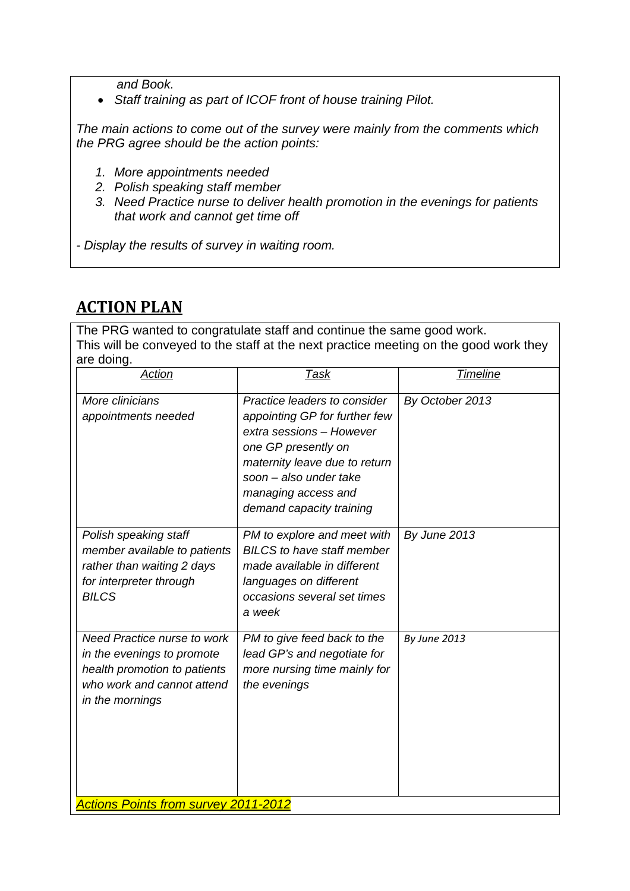*and Book.*

- *Staff training as part of ICOF front of house training Pilot.*

*The main actions to come out of the survey were mainly from the comments which the PRG agree should be the action points:*

1. *More appointments needed*
2. *Polish speaking staff member*
3. *Need Practice nurse to deliver health promotion in the evenings for patients that work and cannot get time off*

*- Display the results of survey in waiting room.*

## ACTION PLAN

The PRG wanted to congratulate staff and continue the same good work.
This will be conveyed to the staff at the next practice meeting on the good work they are doing.

| *Action* | *Task* | *Timeline* |
|---|---|---|
| *More clinicians appointments needed* | *Practice leaders to consider appointing GP for further few extra sessions – However one GP presently on maternity leave due to return soon – also under take managing access and demand capacity training* | *By October 2013* |
| *Polish speaking staff member available to patients rather than waiting 2 days for interpreter through BILCS* | *PM to explore and meet with BILCS to have staff member made available in different languages on different occasions several set times a week* | *By June 2013* |
| *Need Practice nurse to work in the evenings to promote health promotion to patients who work and cannot attend in the mornings* | *PM to give feed back to the lead GP's and negotiate for more nursing time mainly for the evenings* | *By June 2013* |

*Actions Points from survey 2011-2012*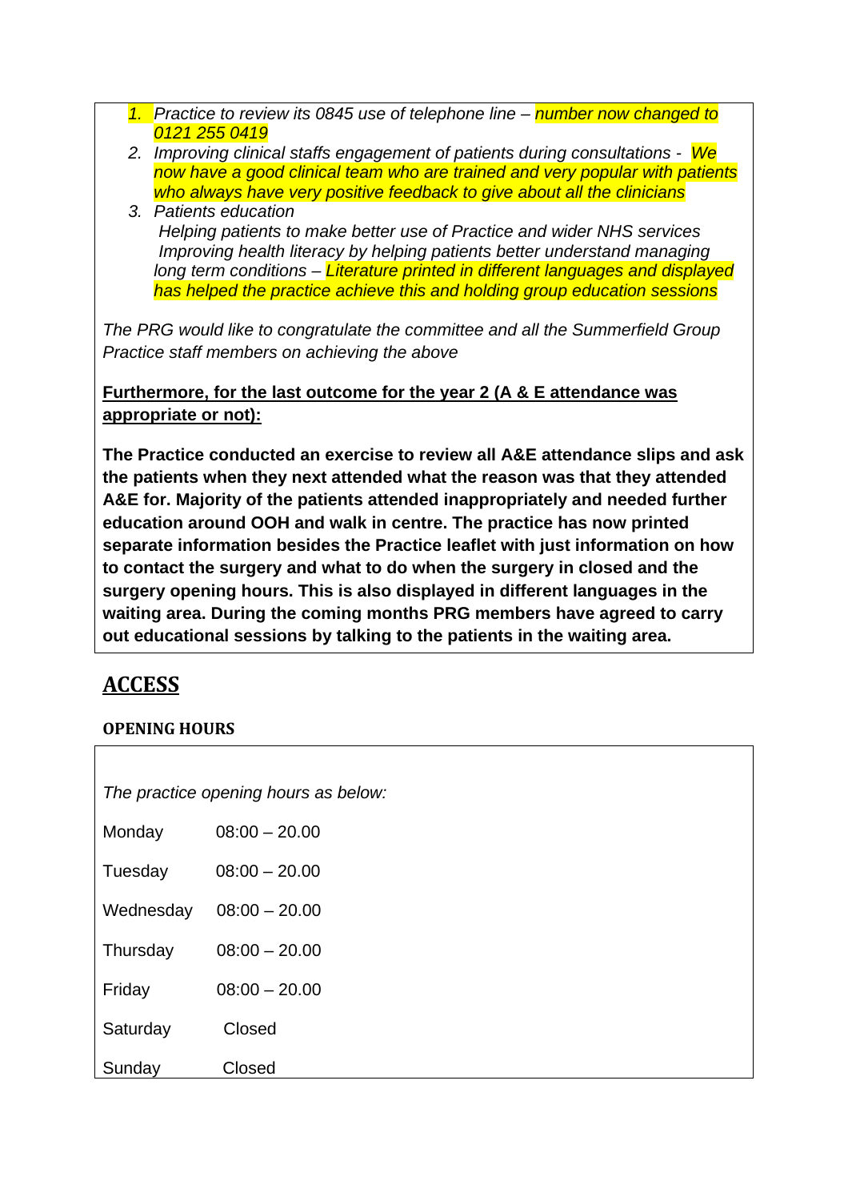1. *Practice to review its 0845 use of telephone line – number now changed to 0121 255 0419*
2. *Improving clinical staffs engagement of patients during consultations - We now have a good clinical team who are trained and very popular with patients who always have very positive feedback to give about all the clinicians*
3. *Patients education*
   *Helping patients to make better use of Practice and wider NHS services*
   *Improving health literacy by helping patients better understand managing long term conditions – Literature printed in different languages and displayed has helped the practice achieve this and holding group education sessions*

*The PRG would like to congratulate the committee and all the Summerfield Group Practice staff members on achieving the above*

**Furthermore, for the last outcome for the year 2 (A & E attendance was appropriate or not):**

**The Practice conducted an exercise to review all A&E attendance slips and ask the patients when they next attended what the reason was that they attended A&E for. Majority of the patients attended inappropriately and needed further education around OOH and walk in centre. The practice has now printed separate information besides the Practice leaflet with just information on how to contact the surgery and what to do when the surgery in closed and the surgery opening hours. This is also displayed in different languages in the waiting area. During the coming months PRG members have agreed to carry out educational sessions by talking to the patients in the waiting area.**

## ACCESS

### OPENING HOURS

*The practice opening hours as below:*

| Day | Hours |
|---|---|
| Monday | 08:00 – 20.00 |
| Tuesday | 08:00 – 20.00 |
| Wednesday | 08:00 – 20.00 |
| Thursday | 08:00 – 20.00 |
| Friday | 08:00 – 20.00 |
| Saturday | Closed |
| Sunday | Closed |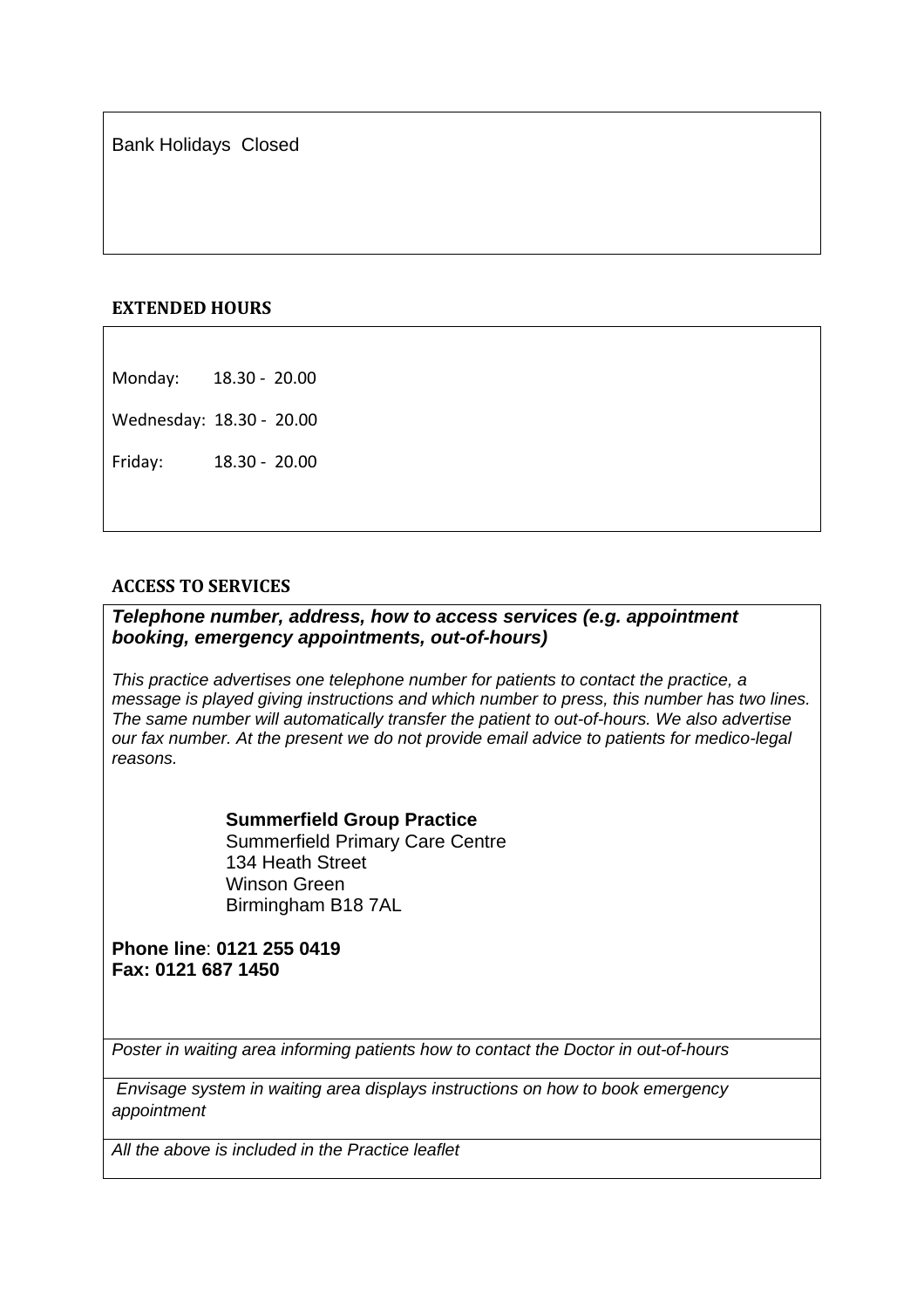Bank Holidays  Closed

**EXTENDED HOURS**

Monday: 18.30 - 20.00

Wednesday: 18.30 - 20.00

Friday: 18.30 - 20.00

**ACCESS TO SERVICES**

***Telephone number, address, how to access services (e.g. appointment booking, emergency appointments, out-of-hours)***

*This practice advertises one telephone number for patients to contact the practice, a message is played giving instructions and which number to press, this number has two lines. The same number will automatically transfer the patient to out-of-hours. We also advertise our fax number. At the present we do not provide email advice to patients for medico-legal reasons.*

**Summerfield Group Practice**
Summerfield Primary Care Centre
134 Heath Street
Winson Green
Birmingham B18 7AL

**Phone line**: **0121 255 0419**
**Fax: 0121 687 1450**

*Poster in waiting area informing patients how to contact the Doctor in out-of-hours*

*Envisage system in waiting area displays instructions on how to book emergency appointment*

*All the above is included in the Practice leaflet*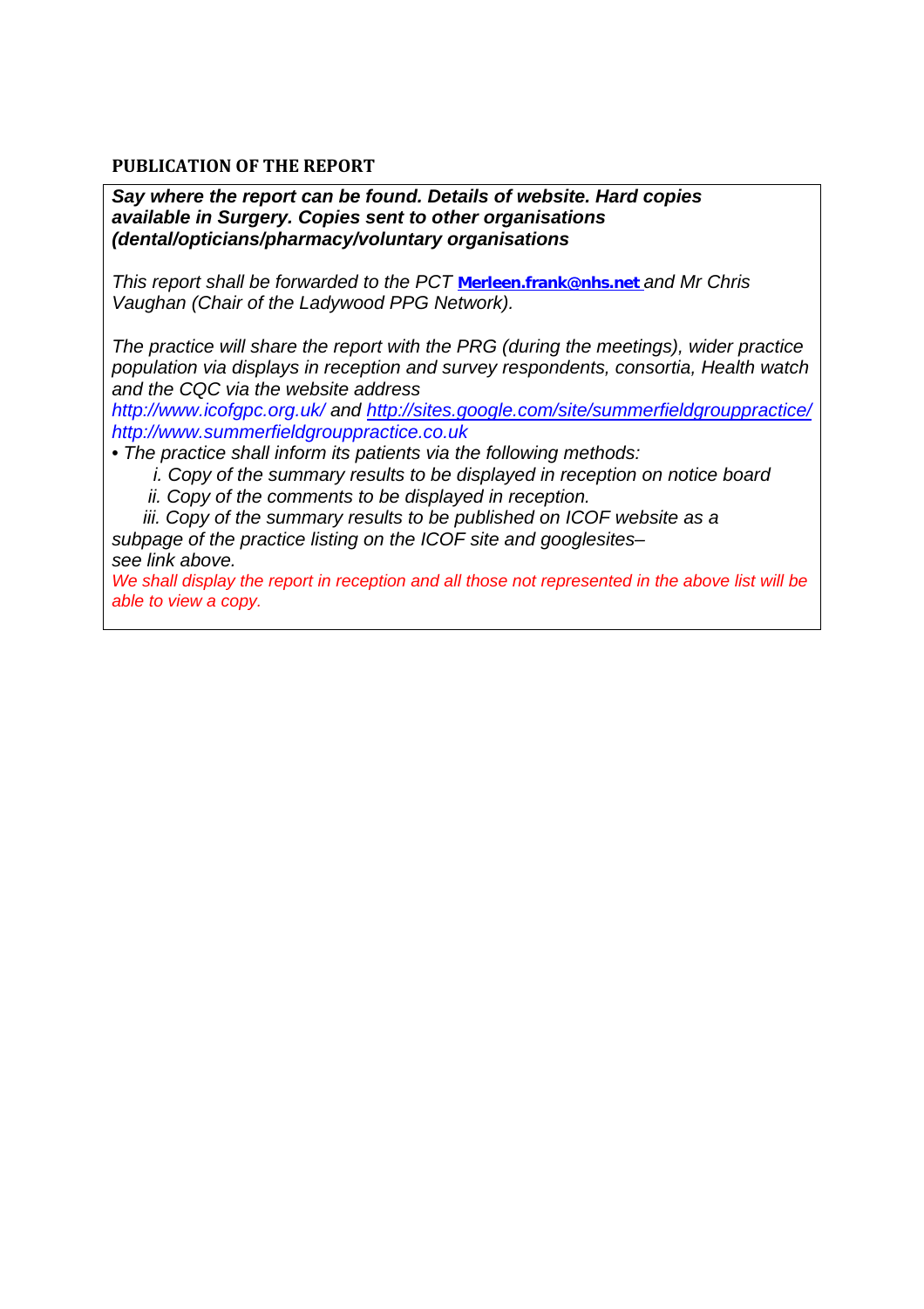## PUBLICATION OF THE REPORT

***Say where the report can be found. Details of website. Hard copies available in Surgery. Copies sent to other organisations (dental/opticians/pharmacy/voluntary organisations***

*This report shall be forwarded to the PCT* **Merleen.frank@nhs.net** *and Mr Chris Vaughan (Chair of the Ladywood PPG Network).*

*The practice will share the report with the PRG (during the meetings), wider practice population via displays in reception and survey respondents, consortia, Health watch and the CQC via the website address*
*http://www.icofgpc.org.uk/ and http://sites.google.com/site/summerfieldgrouppractice/ http://www.summerfieldgrouppractice.co.uk*

*• The practice shall inform its patients via the following methods:*

*i. Copy of the summary results to be displayed in reception on notice board*
*ii. Copy of the comments to be displayed in reception.*
*iii. Copy of the summary results to be published on ICOF website as a subpage of the practice listing on the ICOF site and googlesites– see link above.*

*We shall display the report in reception and all those not represented in the above list will be able to view a copy.*